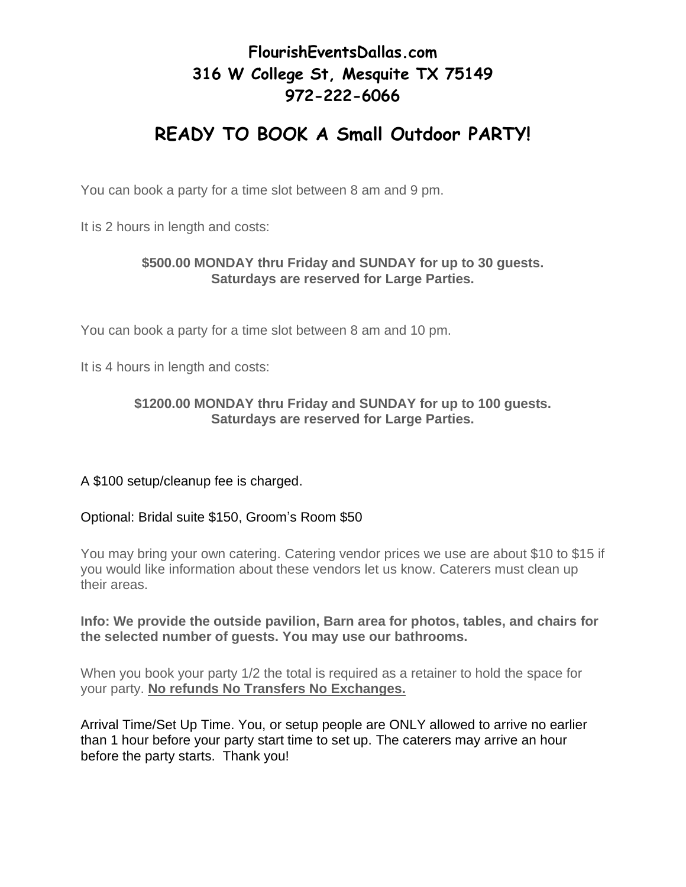**FlourishEventsDallas.com**
**316 W College St, Mesquite TX 75149**
**972-222-6066**

# READY TO BOOK A Small Outdoor PARTY!

You can book a party for a time slot between 8 am and 9 pm.

It is 2 hours in length and costs:

**$500.00 MONDAY thru Friday and SUNDAY for up to 30 guests.**
**Saturdays are reserved for Large Parties.**

You can book a party for a time slot between 8 am and 10 pm.

It is 4 hours in length and costs:

**$1200.00 MONDAY thru Friday and SUNDAY for up to 100 guests.**
**Saturdays are reserved for Large Parties.**

A $100 setup/cleanup fee is charged.

Optional: Bridal suite $150, Groom's Room $50

You may bring your own catering. Catering vendor prices we use are about $10 to $15 if you would like information about these vendors let us know. Caterers must clean up their areas.

**Info: We provide the outside pavilion, Barn area for photos, tables, and chairs for the selected number of guests. You may use our bathrooms.**

When you book your party 1/2 the total is required as a retainer to hold the space for your party. **No refunds No Transfers No Exchanges.**

Arrival Time/Set Up Time. You, or setup people are ONLY allowed to arrive no earlier than 1 hour before your party start time to set up. The caterers may arrive an hour before the party starts. Thank you!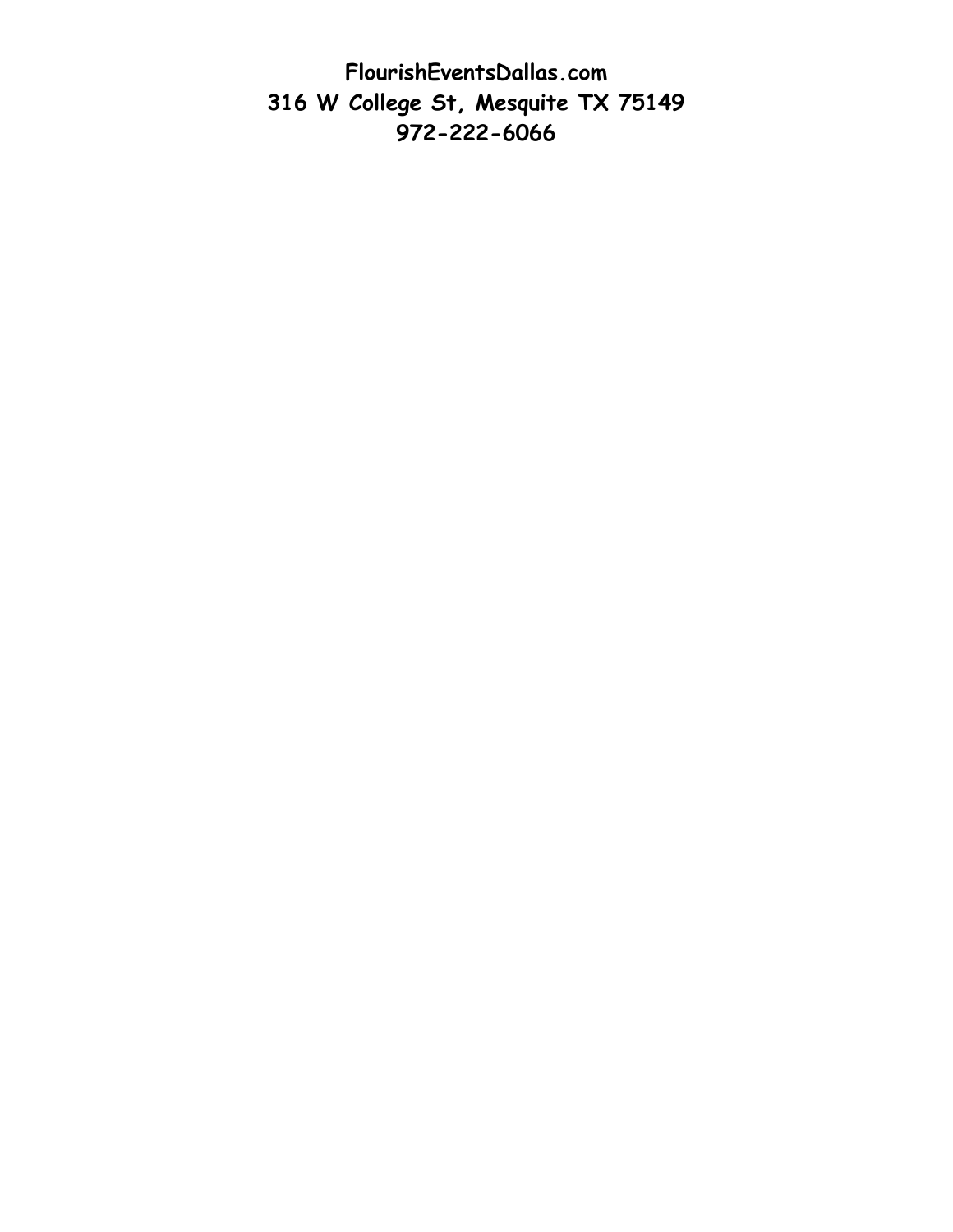**FlourishEventsDallas.com**
**316 W College St, Mesquite TX 75149**
**972-222-6066**